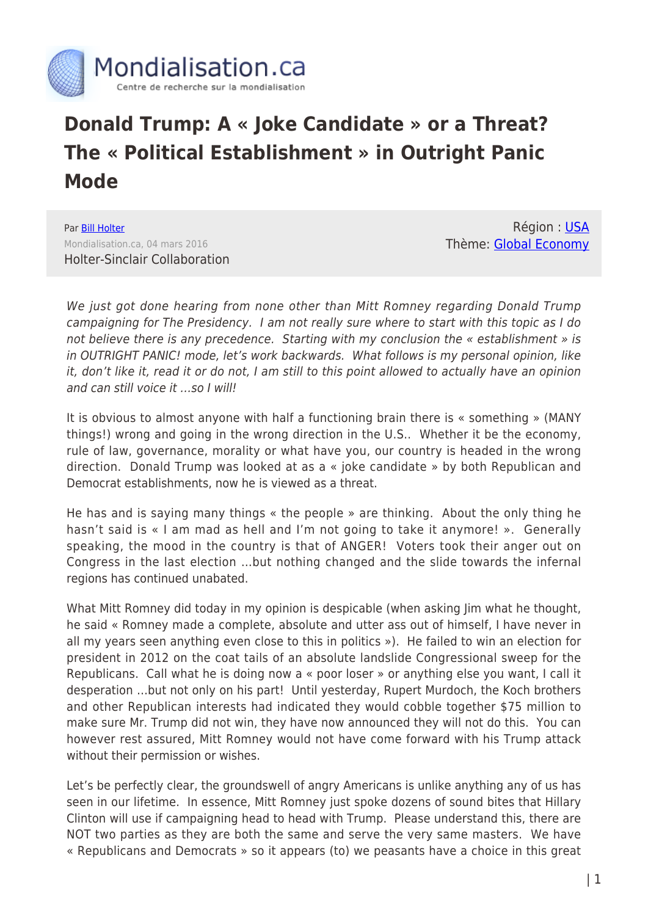# Donald Trump: A « Joke Candidate » or a Threat? The « Political Establishment » in Outright Panic Mode

Par Bill Holter

Mondialisation.ca, 04 mars 2016

Holter-Sinclair Collaboration

Région : USA

Thème: Global Economy

*We just got done hearing from none other than Mitt Romney regarding Donald Trump campaigning for The Presidency. I am not really sure where to start with this topic as I do not believe there is any precedence. Starting with my conclusion the « establishment » is in OUTRIGHT PANIC! mode, let's work backwards. What follows is my personal opinion, like it, don't like it, read it or do not, I am still to this point allowed to actually have an opinion and can still voice it …so I will!*

It is obvious to almost anyone with half a functioning brain there is « something » (MANY things!) wrong and going in the wrong direction in the U.S.. Whether it be the economy, rule of law, governance, morality or what have you, our country is headed in the wrong direction. Donald Trump was looked at as a « joke candidate » by both Republican and Democrat establishments, now he is viewed as a threat.

He has and is saying many things « the people » are thinking. About the only thing he hasn't said is « I am mad as hell and I'm not going to take it anymore! ». Generally speaking, the mood in the country is that of ANGER! Voters took their anger out on Congress in the last election …but nothing changed and the slide towards the infernal regions has continued unabated.

What Mitt Romney did today in my opinion is despicable (when asking Jim what he thought, he said « Romney made a complete, absolute and utter ass out of himself, I have never in all my years seen anything even close to this in politics »). He failed to win an election for president in 2012 on the coat tails of an absolute landslide Congressional sweep for the Republicans. Call what he is doing now a « poor loser » or anything else you want, I call it desperation …but not only on his part! Until yesterday, Rupert Murdoch, the Koch brothers and other Republican interests had indicated they would cobble together $75 million to make sure Mr. Trump did not win, they have now announced they will not do this. You can however rest assured, Mitt Romney would not have come forward with his Trump attack without their permission or wishes.

Let's be perfectly clear, the groundswell of angry Americans is unlike anything any of us has seen in our lifetime. In essence, Mitt Romney just spoke dozens of sound bites that Hillary Clinton will use if campaigning head to head with Trump. Please understand this, there are NOT two parties as they are both the same and serve the very same masters. We have « Republicans and Democrats » so it appears (to) we peasants have a choice in this great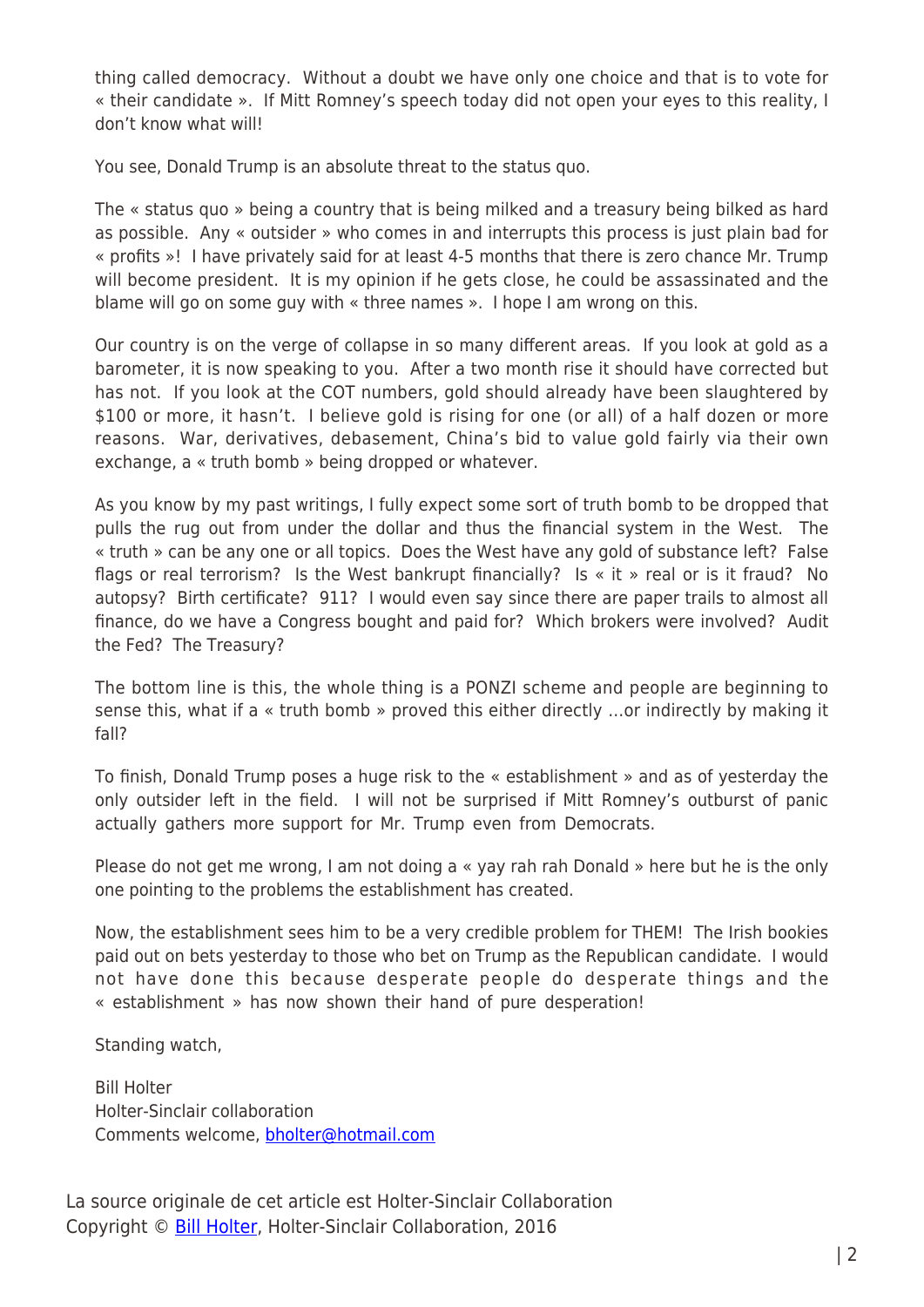thing called democracy. Without a doubt we have only one choice and that is to vote for « their candidate ». If Mitt Romney's speech today did not open your eyes to this reality, I don't know what will!

You see, Donald Trump is an absolute threat to the status quo.

The « status quo » being a country that is being milked and a treasury being bilked as hard as possible. Any « outsider » who comes in and interrupts this process is just plain bad for « profits »! I have privately said for at least 4-5 months that there is zero chance Mr. Trump will become president. It is my opinion if he gets close, he could be assassinated and the blame will go on some guy with « three names ». I hope I am wrong on this.

Our country is on the verge of collapse in so many different areas. If you look at gold as a barometer, it is now speaking to you. After a two month rise it should have corrected but has not. If you look at the COT numbers, gold should already have been slaughtered by $100 or more, it hasn't. I believe gold is rising for one (or all) of a half dozen or more reasons. War, derivatives, debasement, China's bid to value gold fairly via their own exchange, a « truth bomb » being dropped or whatever.

As you know by my past writings, I fully expect some sort of truth bomb to be dropped that pulls the rug out from under the dollar and thus the financial system in the West. The « truth » can be any one or all topics. Does the West have any gold of substance left? False flags or real terrorism? Is the West bankrupt financially? Is « it » real or is it fraud? No autopsy? Birth certificate? 911? I would even say since there are paper trails to almost all finance, do we have a Congress bought and paid for? Which brokers were involved? Audit the Fed? The Treasury?

The bottom line is this, the whole thing is a PONZI scheme and people are beginning to sense this, what if a « truth bomb » proved this either directly …or indirectly by making it fall?

To finish, Donald Trump poses a huge risk to the « establishment » and as of yesterday the only outsider left in the field. I will not be surprised if Mitt Romney's outburst of panic actually gathers more support for Mr. Trump even from Democrats.

Please do not get me wrong, I am not doing a « yay rah rah Donald » here but he is the only one pointing to the problems the establishment has created.

Now, the establishment sees him to be a very credible problem for THEM! The Irish bookies paid out on bets yesterday to those who bet on Trump as the Republican candidate. I would not have done this because desperate people do desperate things and the « establishment » has now shown their hand of pure desperation!

Standing watch,

Bill Holter
Holter-Sinclair collaboration
Comments welcome, bholter@hotmail.com

La source originale de cet article est Holter-Sinclair Collaboration
Copyright © Bill Holter, Holter-Sinclair Collaboration, 2016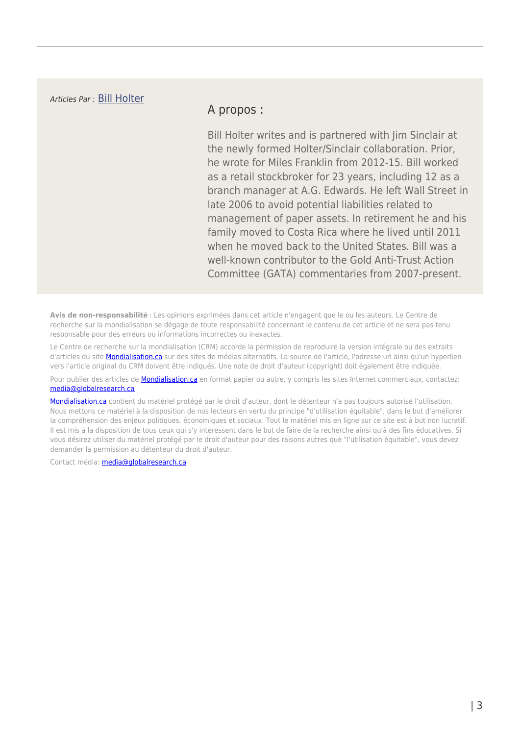*Articles Par :* Bill Holter

## A propos :

Bill Holter writes and is partnered with Jim Sinclair at the newly formed Holter/Sinclair collaboration. Prior, he wrote for Miles Franklin from 2012-15. Bill worked as a retail stockbroker for 23 years, including 12 as a branch manager at A.G. Edwards. He left Wall Street in late 2006 to avoid potential liabilities related to management of paper assets. In retirement he and his family moved to Costa Rica where he lived until 2011 when he moved back to the United States. Bill was a well-known contributor to the Gold Anti-Trust Action Committee (GATA) commentaries from 2007-present.

**Avis de non-responsabilité** : Les opinions exprimées dans cet article n'engagent que le ou les auteurs. Le Centre de recherche sur la mondialisation se dégage de toute responsabilité concernant le contenu de cet article et ne sera pas tenu responsable pour des erreurs ou informations incorrectes ou inexactes.

Le Centre de recherche sur la mondialisation (CRM) accorde la permission de reproduire la version intégrale ou des extraits d'articles du site Mondialisation.ca sur des sites de médias alternatifs. La source de l'article, l'adresse url ainsi qu'un hyperlien vers l'article original du CRM doivent être indiqués. Une note de droit d'auteur (copyright) doit également être indiquée.

Pour publier des articles de Mondialisation.ca en format papier ou autre, y compris les sites Internet commerciaux, contactez: media@globalresearch.ca

Mondialisation.ca contient du matériel protégé par le droit d'auteur, dont le détenteur n'a pas toujours autorisé l'utilisation. Nous mettons ce matériel à la disposition de nos lecteurs en vertu du principe "d'utilisation équitable", dans le but d'améliorer la compréhension des enjeux politiques, économiques et sociaux. Tout le matériel mis en ligne sur ce site est à but non lucratif. Il est mis à la disposition de tous ceux qui s'y intéressent dans le but de faire de la recherche ainsi qu'à des fins éducatives. Si vous désirez utiliser du matériel protégé par le droit d'auteur pour des raisons autres que "l'utilisation équitable", vous devez demander la permission au détenteur du droit d'auteur.

Contact média: media@globalresearch.ca